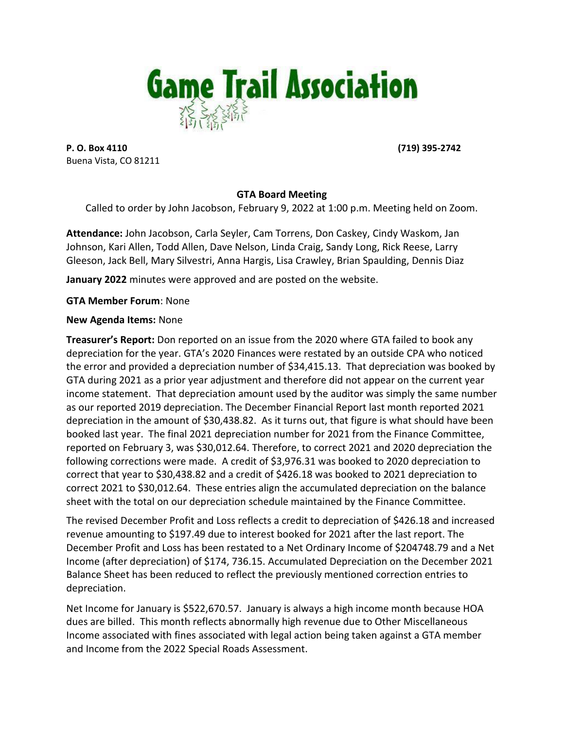# Game Trail Association

**P. O. Box 4110**
Buena Vista, CO 81211

**(719) 395-2742**

**GTA Board Meeting**

Called to order by John Jacobson, February 9, 2022 at 1:00 p.m. Meeting held on Zoom.

**Attendance:** John Jacobson, Carla Seyler, Cam Torrens, Don Caskey, Cindy Waskom, Jan Johnson, Kari Allen, Todd Allen, Dave Nelson, Linda Craig, Sandy Long, Rick Reese, Larry Gleeson, Jack Bell, Mary Silvestri, Anna Hargis, Lisa Crawley, Brian Spaulding, Dennis Diaz

**January 2022** minutes were approved and are posted on the website.

**GTA Member Forum**: None

**New Agenda Items:** None

**Treasurer's Report:** Don reported on an issue from the 2020 where GTA failed to book any depreciation for the year. GTA's 2020 Finances were restated by an outside CPA who noticed the error and provided a depreciation number of $34,415.13. That depreciation was booked by GTA during 2021 as a prior year adjustment and therefore did not appear on the current year income statement. That depreciation amount used by the auditor was simply the same number as our reported 2019 depreciation. The December Financial Report last month reported 2021 depreciation in the amount of $30,438.82. As it turns out, that figure is what should have been booked last year. The final 2021 depreciation number for 2021 from the Finance Committee, reported on February 3, was $30,012.64. Therefore, to correct 2021 and 2020 depreciation the following corrections were made. A credit of $3,976.31 was booked to 2020 depreciation to correct that year to $30,438.82 and a credit of $426.18 was booked to 2021 depreciation to correct 2021 to $30,012.64. These entries align the accumulated depreciation on the balance sheet with the total on our depreciation schedule maintained by the Finance Committee.

The revised December Profit and Loss reflects a credit to depreciation of $426.18 and increased revenue amounting to $197.49 due to interest booked for 2021 after the last report. The December Profit and Loss has been restated to a Net Ordinary Income of $204748.79 and a Net Income (after depreciation) of $174, 736.15. Accumulated Depreciation on the December 2021 Balance Sheet has been reduced to reflect the previously mentioned correction entries to depreciation.

Net Income for January is $522,670.57. January is always a high income month because HOA dues are billed. This month reflects abnormally high revenue due to Other Miscellaneous Income associated with fines associated with legal action being taken against a GTA member and Income from the 2022 Special Roads Assessment.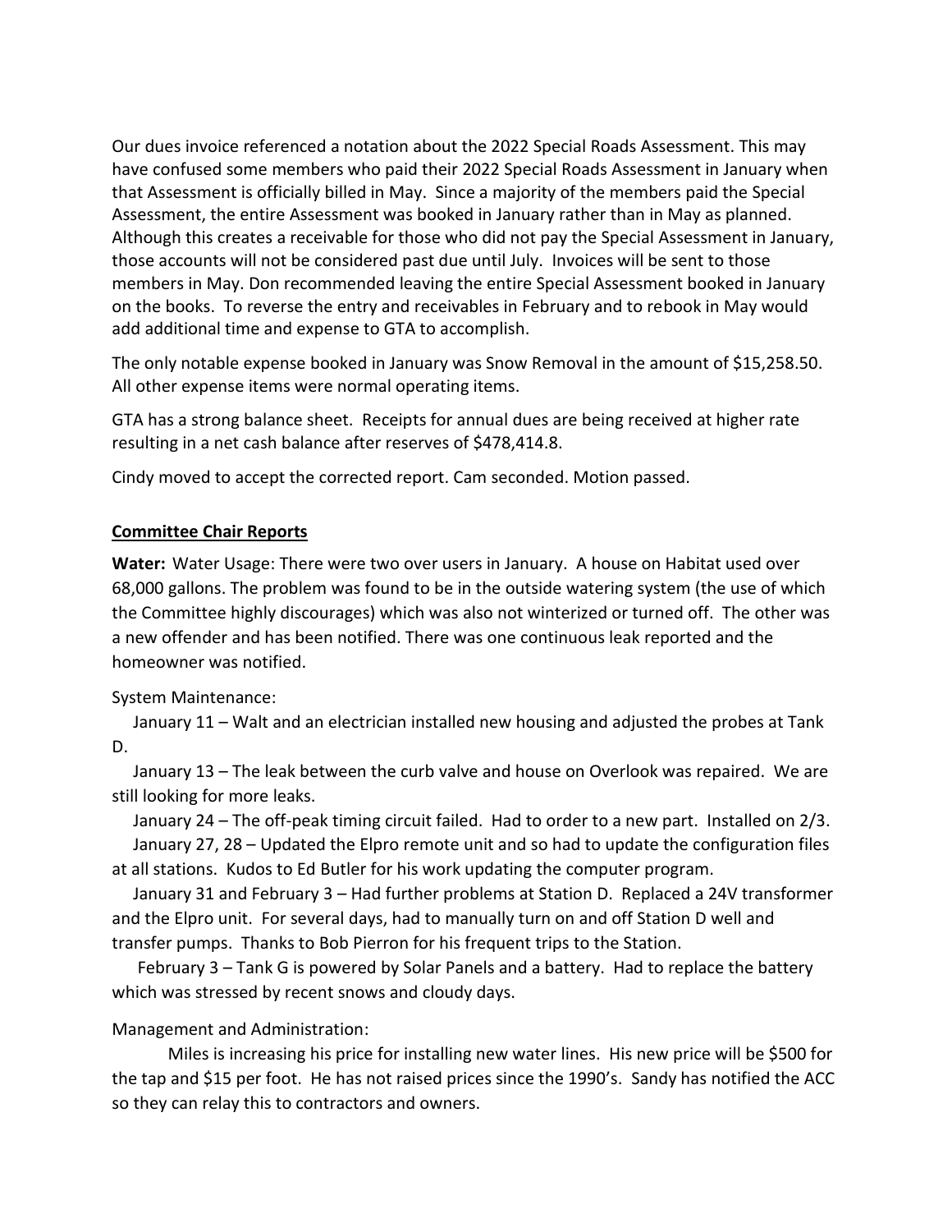Our dues invoice referenced a notation about the 2022 Special Roads Assessment. This may have confused some members who paid their 2022 Special Roads Assessment in January when that Assessment is officially billed in May. Since a majority of the members paid the Special Assessment, the entire Assessment was booked in January rather than in May as planned. Although this creates a receivable for those who did not pay the Special Assessment in January, those accounts will not be considered past due until July. Invoices will be sent to those members in May. Don recommended leaving the entire Special Assessment booked in January on the books. To reverse the entry and receivables in February and to rebook in May would add additional time and expense to GTA to accomplish.

The only notable expense booked in January was Snow Removal in the amount of $15,258.50. All other expense items were normal operating items.

GTA has a strong balance sheet. Receipts for annual dues are being received at higher rate resulting in a net cash balance after reserves of $478,414.8.

Cindy moved to accept the corrected report. Cam seconded. Motion passed.

**Committee Chair Reports**

**Water:** Water Usage: There were two over users in January. A house on Habitat used over 68,000 gallons. The problem was found to be in the outside watering system (the use of which the Committee highly discourages) which was also not winterized or turned off. The other was a new offender and has been notified. There was one continuous leak reported and the homeowner was notified.

System Maintenance:

January 11 – Walt and an electrician installed new housing and adjusted the probes at Tank D.

January 13 – The leak between the curb valve and house on Overlook was repaired. We are still looking for more leaks.

January 24 – The off-peak timing circuit failed. Had to order to a new part. Installed on 2/3.

January 27, 28 – Updated the Elpro remote unit and so had to update the configuration files at all stations. Kudos to Ed Butler for his work updating the computer program.

January 31 and February 3 – Had further problems at Station D. Replaced a 24V transformer and the Elpro unit. For several days, had to manually turn on and off Station D well and transfer pumps. Thanks to Bob Pierron for his frequent trips to the Station.

February 3 – Tank G is powered by Solar Panels and a battery. Had to replace the battery which was stressed by recent snows and cloudy days.

Management and Administration:

Miles is increasing his price for installing new water lines. His new price will be $500 for the tap and $15 per foot. He has not raised prices since the 1990's. Sandy has notified the ACC so they can relay this to contractors and owners.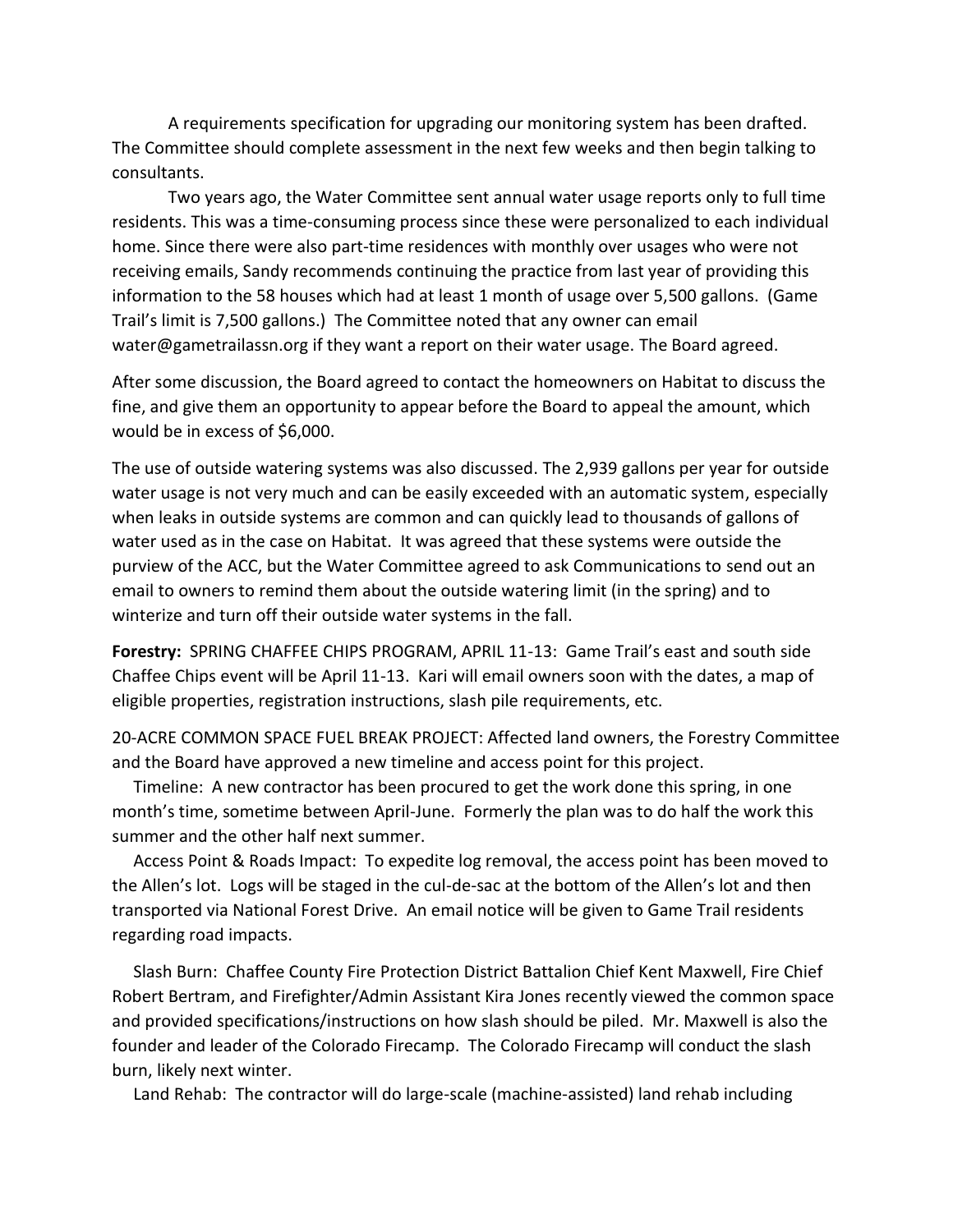A requirements specification for upgrading our monitoring system has been drafted. The Committee should complete assessment in the next few weeks and then begin talking to consultants.

Two years ago, the Water Committee sent annual water usage reports only to full time residents. This was a time-consuming process since these were personalized to each individual home. Since there were also part-time residences with monthly over usages who were not receiving emails, Sandy recommends continuing the practice from last year of providing this information to the 58 houses which had at least 1 month of usage over 5,500 gallons. (Game Trail's limit is 7,500 gallons.) The Committee noted that any owner can email water@gametrailassn.org if they want a report on their water usage. The Board agreed.

After some discussion, the Board agreed to contact the homeowners on Habitat to discuss the fine, and give them an opportunity to appear before the Board to appeal the amount, which would be in excess of $6,000.

The use of outside watering systems was also discussed. The 2,939 gallons per year for outside water usage is not very much and can be easily exceeded with an automatic system, especially when leaks in outside systems are common and can quickly lead to thousands of gallons of water used as in the case on Habitat. It was agreed that these systems were outside the purview of the ACC, but the Water Committee agreed to ask Communications to send out an email to owners to remind them about the outside watering limit (in the spring) and to winterize and turn off their outside water systems in the fall.

**Forestry:** SPRING CHAFFEE CHIPS PROGRAM, APRIL 11-13: Game Trail's east and south side Chaffee Chips event will be April 11-13. Kari will email owners soon with the dates, a map of eligible properties, registration instructions, slash pile requirements, etc.

20-ACRE COMMON SPACE FUEL BREAK PROJECT: Affected land owners, the Forestry Committee and the Board have approved a new timeline and access point for this project.

Timeline: A new contractor has been procured to get the work done this spring, in one month's time, sometime between April-June. Formerly the plan was to do half the work this summer and the other half next summer.

Access Point & Roads Impact: To expedite log removal, the access point has been moved to the Allen's lot. Logs will be staged in the cul-de-sac at the bottom of the Allen's lot and then transported via National Forest Drive. An email notice will be given to Game Trail residents regarding road impacts.

Slash Burn: Chaffee County Fire Protection District Battalion Chief Kent Maxwell, Fire Chief Robert Bertram, and Firefighter/Admin Assistant Kira Jones recently viewed the common space and provided specifications/instructions on how slash should be piled. Mr. Maxwell is also the founder and leader of the Colorado Firecamp. The Colorado Firecamp will conduct the slash burn, likely next winter.

Land Rehab: The contractor will do large-scale (machine-assisted) land rehab including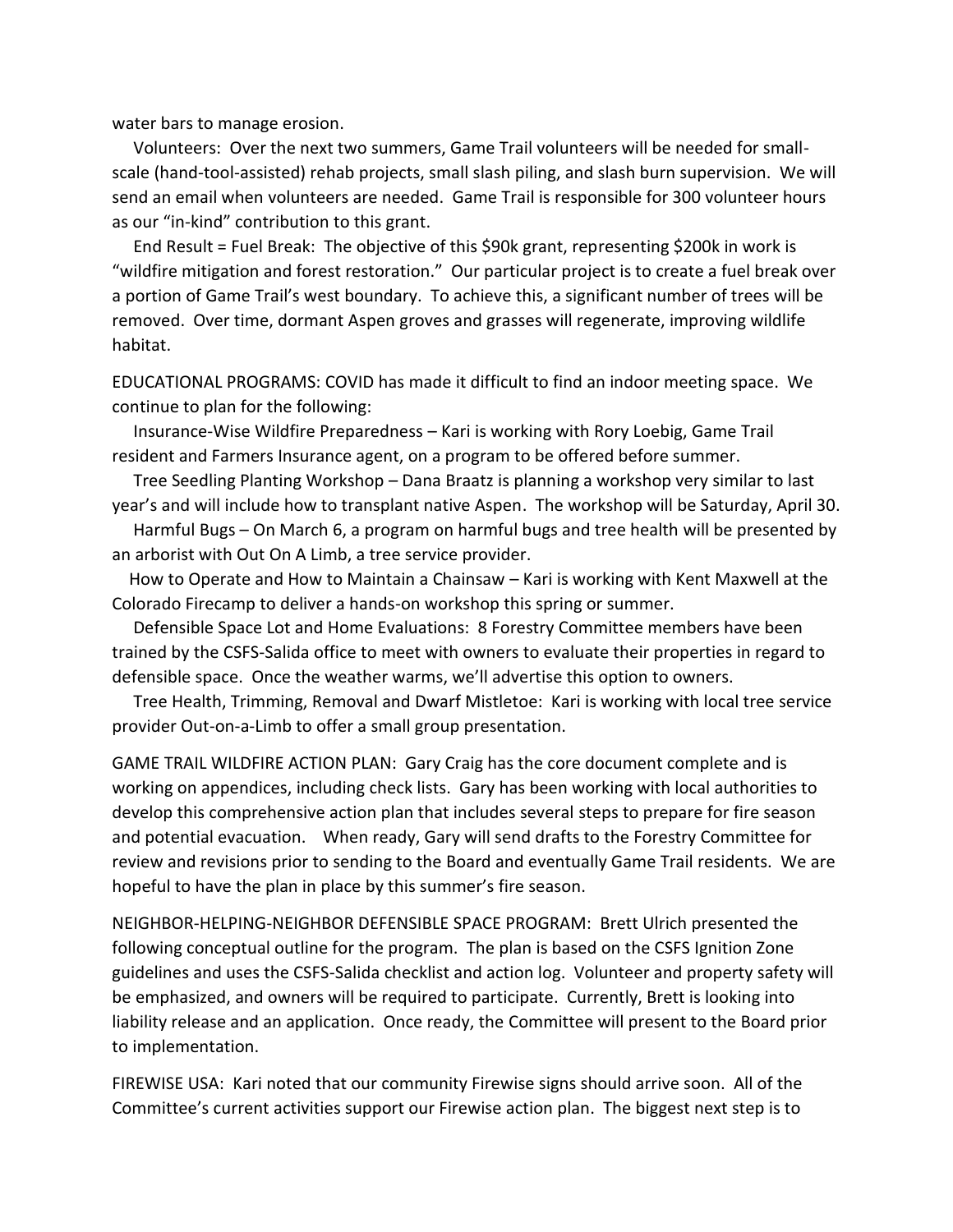water bars to manage erosion.

Volunteers: Over the next two summers, Game Trail volunteers will be needed for small-scale (hand-tool-assisted) rehab projects, small slash piling, and slash burn supervision. We will send an email when volunteers are needed. Game Trail is responsible for 300 volunteer hours as our "in-kind" contribution to this grant.

End Result = Fuel Break: The objective of this $90k grant, representing $200k in work is "wildfire mitigation and forest restoration." Our particular project is to create a fuel break over a portion of Game Trail's west boundary. To achieve this, a significant number of trees will be removed. Over time, dormant Aspen groves and grasses will regenerate, improving wildlife habitat.

EDUCATIONAL PROGRAMS: COVID has made it difficult to find an indoor meeting space. We continue to plan for the following:

Insurance-Wise Wildfire Preparedness – Kari is working with Rory Loebig, Game Trail resident and Farmers Insurance agent, on a program to be offered before summer.

Tree Seedling Planting Workshop – Dana Braatz is planning a workshop very similar to last year's and will include how to transplant native Aspen. The workshop will be Saturday, April 30.

Harmful Bugs – On March 6, a program on harmful bugs and tree health will be presented by an arborist with Out On A Limb, a tree service provider.

How to Operate and How to Maintain a Chainsaw – Kari is working with Kent Maxwell at the Colorado Firecamp to deliver a hands-on workshop this spring or summer.

Defensible Space Lot and Home Evaluations: 8 Forestry Committee members have been trained by the CSFS-Salida office to meet with owners to evaluate their properties in regard to defensible space. Once the weather warms, we'll advertise this option to owners.

Tree Health, Trimming, Removal and Dwarf Mistletoe: Kari is working with local tree service provider Out-on-a-Limb to offer a small group presentation.

GAME TRAIL WILDFIRE ACTION PLAN: Gary Craig has the core document complete and is working on appendices, including check lists. Gary has been working with local authorities to develop this comprehensive action plan that includes several steps to prepare for fire season and potential evacuation. When ready, Gary will send drafts to the Forestry Committee for review and revisions prior to sending to the Board and eventually Game Trail residents. We are hopeful to have the plan in place by this summer's fire season.

NEIGHBOR-HELPING-NEIGHBOR DEFENSIBLE SPACE PROGRAM: Brett Ulrich presented the following conceptual outline for the program. The plan is based on the CSFS Ignition Zone guidelines and uses the CSFS-Salida checklist and action log. Volunteer and property safety will be emphasized, and owners will be required to participate. Currently, Brett is looking into liability release and an application. Once ready, the Committee will present to the Board prior to implementation.

FIREWISE USA: Kari noted that our community Firewise signs should arrive soon. All of the Committee's current activities support our Firewise action plan. The biggest next step is to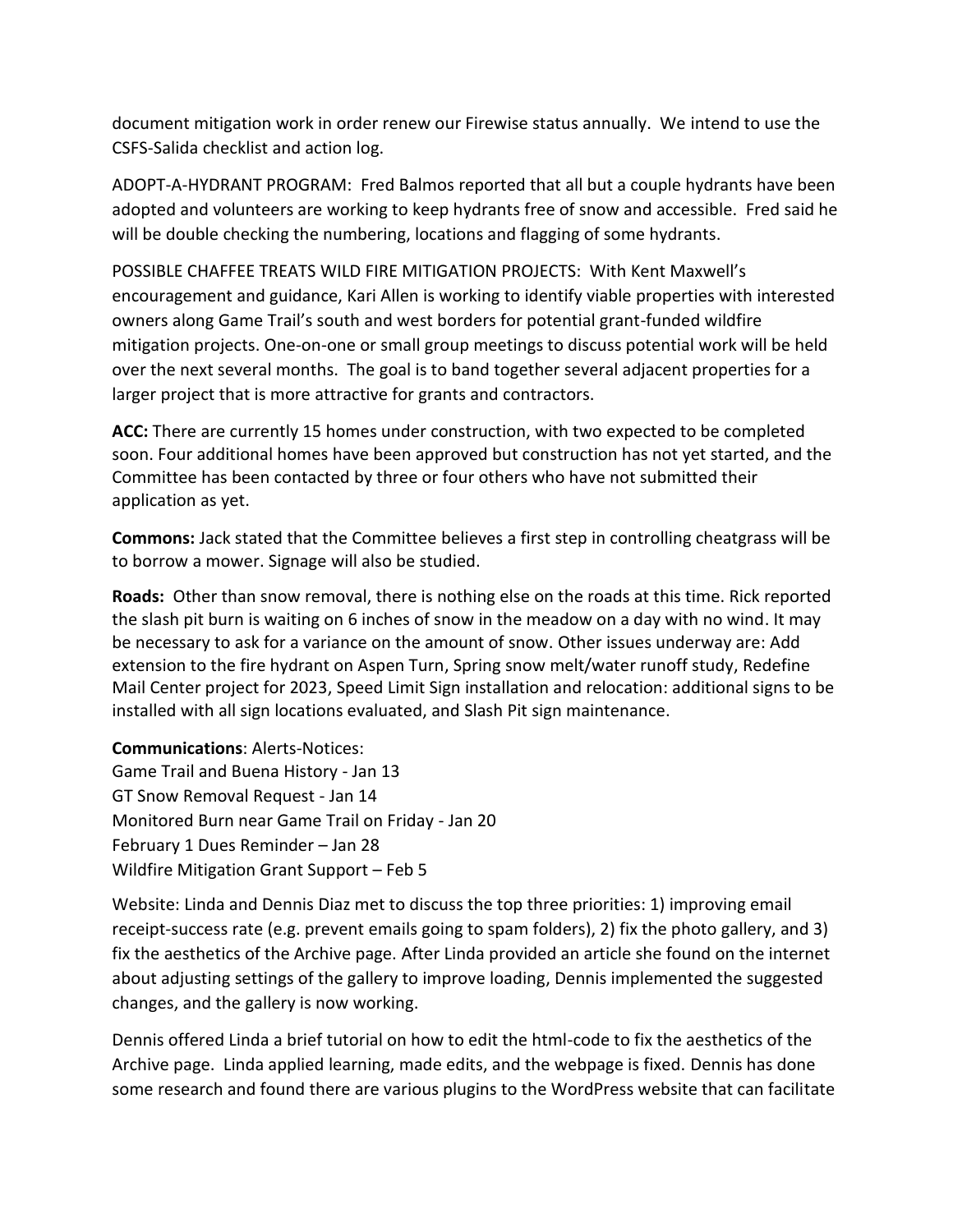document mitigation work in order renew our Firewise status annually. We intend to use the CSFS-Salida checklist and action log.

ADOPT-A-HYDRANT PROGRAM: Fred Balmos reported that all but a couple hydrants have been adopted and volunteers are working to keep hydrants free of snow and accessible. Fred said he will be double checking the numbering, locations and flagging of some hydrants.

POSSIBLE CHAFFEE TREATS WILD FIRE MITIGATION PROJECTS: With Kent Maxwell's encouragement and guidance, Kari Allen is working to identify viable properties with interested owners along Game Trail's south and west borders for potential grant-funded wildfire mitigation projects. One-on-one or small group meetings to discuss potential work will be held over the next several months. The goal is to band together several adjacent properties for a larger project that is more attractive for grants and contractors.

**ACC:** There are currently 15 homes under construction, with two expected to be completed soon. Four additional homes have been approved but construction has not yet started, and the Committee has been contacted by three or four others who have not submitted their application as yet.

**Commons:** Jack stated that the Committee believes a first step in controlling cheatgrass will be to borrow a mower. Signage will also be studied.

**Roads:** Other than snow removal, there is nothing else on the roads at this time. Rick reported the slash pit burn is waiting on 6 inches of snow in the meadow on a day with no wind. It may be necessary to ask for a variance on the amount of snow. Other issues underway are: Add extension to the fire hydrant on Aspen Turn, Spring snow melt/water runoff study, Redefine Mail Center project for 2023, Speed Limit Sign installation and relocation: additional signs to be installed with all sign locations evaluated, and Slash Pit sign maintenance.

**Communications**: Alerts-Notices:
Game Trail and Buena History - Jan 13
GT Snow Removal Request - Jan 14
Monitored Burn near Game Trail on Friday - Jan 20
February 1 Dues Reminder – Jan 28
Wildfire Mitigation Grant Support – Feb 5

Website: Linda and Dennis Diaz met to discuss the top three priorities: 1) improving email receipt-success rate (e.g. prevent emails going to spam folders), 2) fix the photo gallery, and 3) fix the aesthetics of the Archive page. After Linda provided an article she found on the internet about adjusting settings of the gallery to improve loading, Dennis implemented the suggested changes, and the gallery is now working.

Dennis offered Linda a brief tutorial on how to edit the html-code to fix the aesthetics of the Archive page. Linda applied learning, made edits, and the webpage is fixed. Dennis has done some research and found there are various plugins to the WordPress website that can facilitate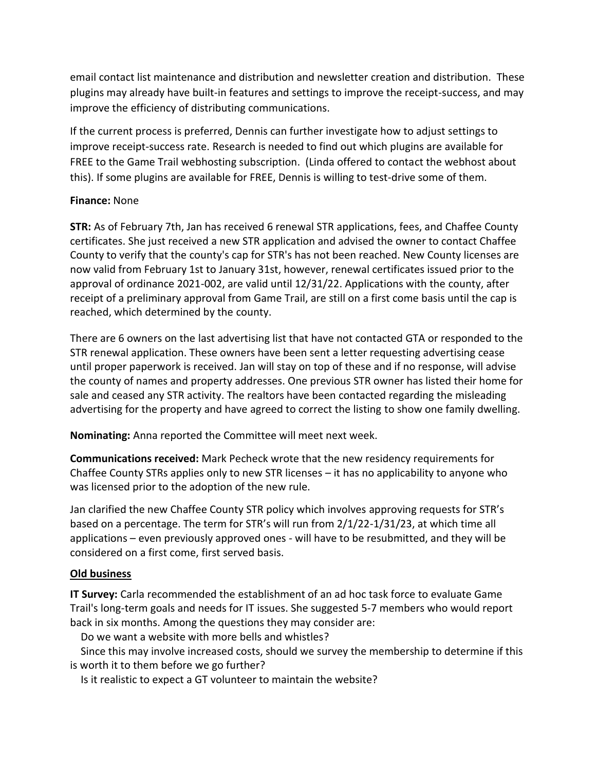email contact list maintenance and distribution and newsletter creation and distribution. These plugins may already have built-in features and settings to improve the receipt-success, and may improve the efficiency of distributing communications.

If the current process is preferred, Dennis can further investigate how to adjust settings to improve receipt-success rate. Research is needed to find out which plugins are available for FREE to the Game Trail webhosting subscription. (Linda offered to contact the webhost about this). If some plugins are available for FREE, Dennis is willing to test-drive some of them.

**Finance:** None

**STR:** As of February 7th, Jan has received 6 renewal STR applications, fees, and Chaffee County certificates. She just received a new STR application and advised the owner to contact Chaffee County to verify that the county's cap for STR's has not been reached. New County licenses are now valid from February 1st to January 31st, however, renewal certificates issued prior to the approval of ordinance 2021-002, are valid until 12/31/22. Applications with the county, after receipt of a preliminary approval from Game Trail, are still on a first come basis until the cap is reached, which determined by the county.

There are 6 owners on the last advertising list that have not contacted GTA or responded to the STR renewal application. These owners have been sent a letter requesting advertising cease until proper paperwork is received. Jan will stay on top of these and if no response, will advise the county of names and property addresses. One previous STR owner has listed their home for sale and ceased any STR activity. The realtors have been contacted regarding the misleading advertising for the property and have agreed to correct the listing to show one family dwelling.

**Nominating:** Anna reported the Committee will meet next week.

**Communications received:** Mark Pecheck wrote that the new residency requirements for Chaffee County STRs applies only to new STR licenses – it has no applicability to anyone who was licensed prior to the adoption of the new rule.

Jan clarified the new Chaffee County STR policy which involves approving requests for STR's based on a percentage. The term for STR's will run from 2/1/22-1/31/23, at which time all applications – even previously approved ones - will have to be resubmitted, and they will be considered on a first come, first served basis.

**Old business**

**IT Survey:** Carla recommended the establishment of an ad hoc task force to evaluate Game Trail's long-term goals and needs for IT issues. She suggested 5-7 members who would report back in six months. Among the questions they may consider are:

Do we want a website with more bells and whistles?

Since this may involve increased costs, should we survey the membership to determine if this is worth it to them before we go further?

Is it realistic to expect a GT volunteer to maintain the website?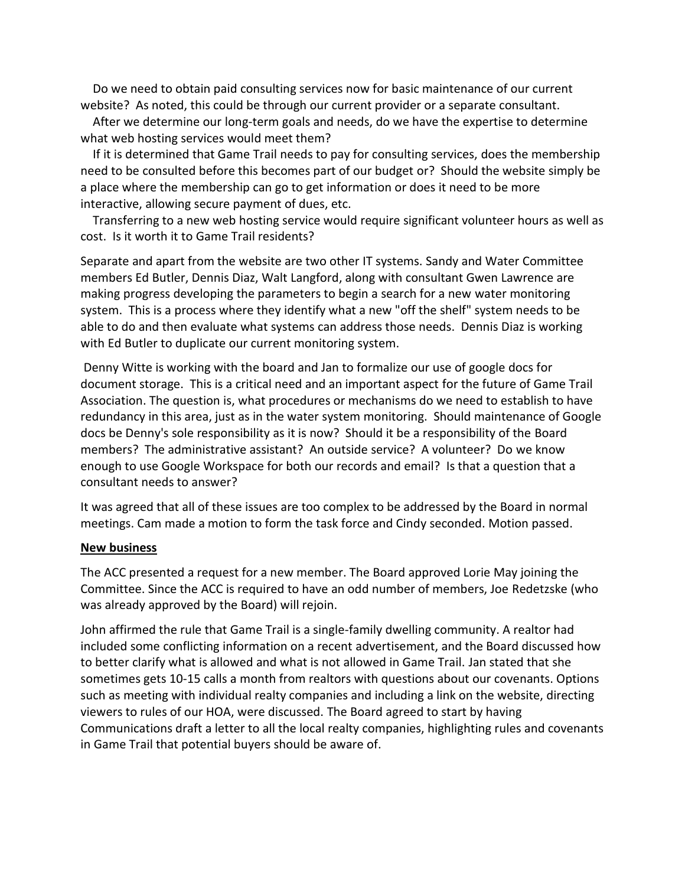Do we need to obtain paid consulting services now for basic maintenance of our current website? As noted, this could be through our current provider or a separate consultant.

After we determine our long-term goals and needs, do we have the expertise to determine what web hosting services would meet them?

If it is determined that Game Trail needs to pay for consulting services, does the membership need to be consulted before this becomes part of our budget or? Should the website simply be a place where the membership can go to get information or does it need to be more interactive, allowing secure payment of dues, etc.

Transferring to a new web hosting service would require significant volunteer hours as well as cost. Is it worth it to Game Trail residents?

Separate and apart from the website are two other IT systems. Sandy and Water Committee members Ed Butler, Dennis Diaz, Walt Langford, along with consultant Gwen Lawrence are making progress developing the parameters to begin a search for a new water monitoring system. This is a process where they identify what a new "off the shelf" system needs to be able to do and then evaluate what systems can address those needs. Dennis Diaz is working with Ed Butler to duplicate our current monitoring system.

Denny Witte is working with the board and Jan to formalize our use of google docs for document storage. This is a critical need and an important aspect for the future of Game Trail Association. The question is, what procedures or mechanisms do we need to establish to have redundancy in this area, just as in the water system monitoring. Should maintenance of Google docs be Denny's sole responsibility as it is now? Should it be a responsibility of the Board members? The administrative assistant? An outside service? A volunteer? Do we know enough to use Google Workspace for both our records and email? Is that a question that a consultant needs to answer?

It was agreed that all of these issues are too complex to be addressed by the Board in normal meetings. Cam made a motion to form the task force and Cindy seconded. Motion passed.

**New business**

The ACC presented a request for a new member. The Board approved Lorie May joining the Committee. Since the ACC is required to have an odd number of members, Joe Redetzske (who was already approved by the Board) will rejoin.

John affirmed the rule that Game Trail is a single-family dwelling community. A realtor had included some conflicting information on a recent advertisement, and the Board discussed how to better clarify what is allowed and what is not allowed in Game Trail. Jan stated that she sometimes gets 10-15 calls a month from realtors with questions about our covenants. Options such as meeting with individual realty companies and including a link on the website, directing viewers to rules of our HOA, were discussed. The Board agreed to start by having Communications draft a letter to all the local realty companies, highlighting rules and covenants in Game Trail that potential buyers should be aware of.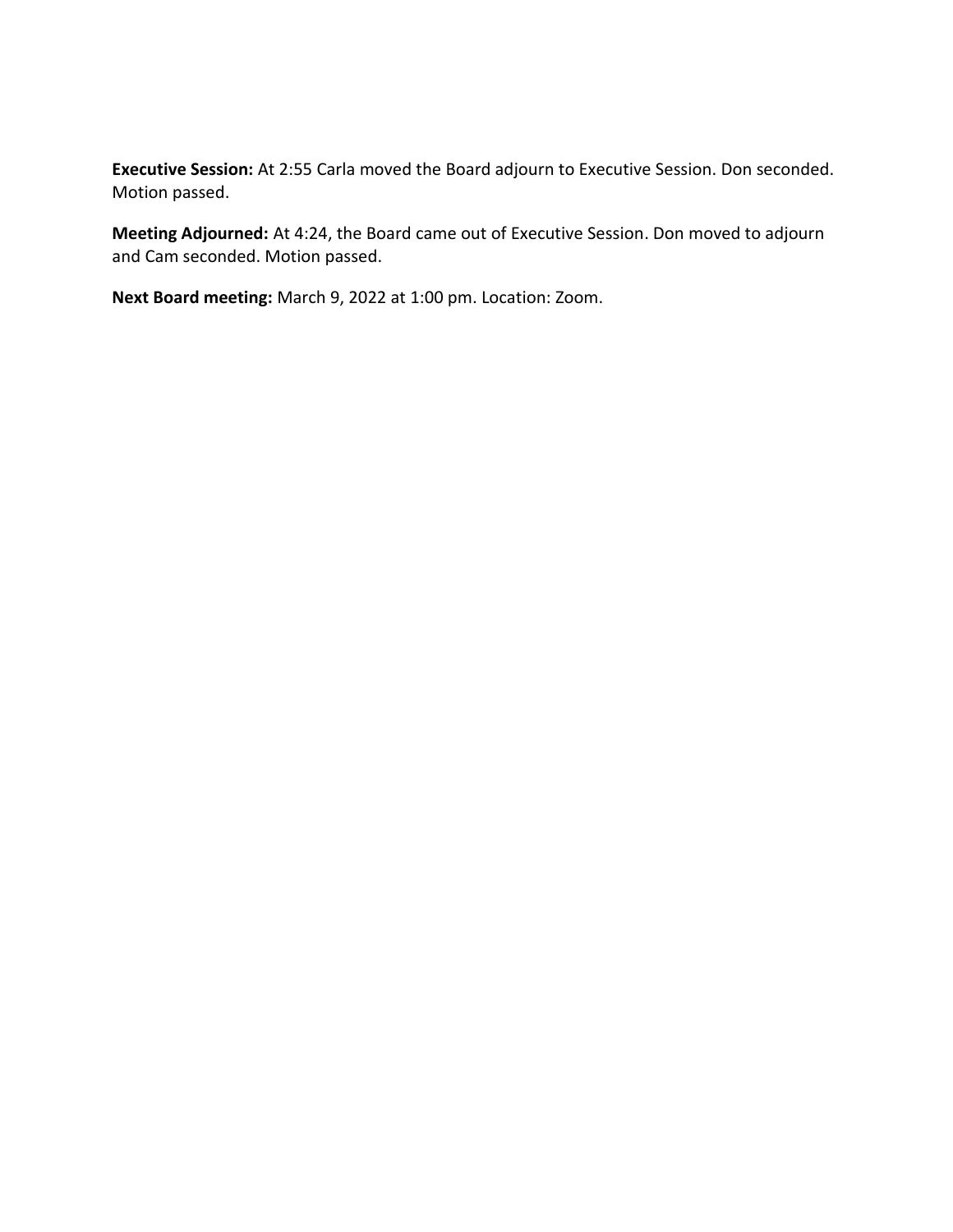**Executive Session:** At 2:55 Carla moved the Board adjourn to Executive Session. Don seconded. Motion passed.

**Meeting Adjourned:** At 4:24, the Board came out of Executive Session. Don moved to adjourn and Cam seconded. Motion passed.

**Next Board meeting:** March 9, 2022 at 1:00 pm. Location: Zoom.